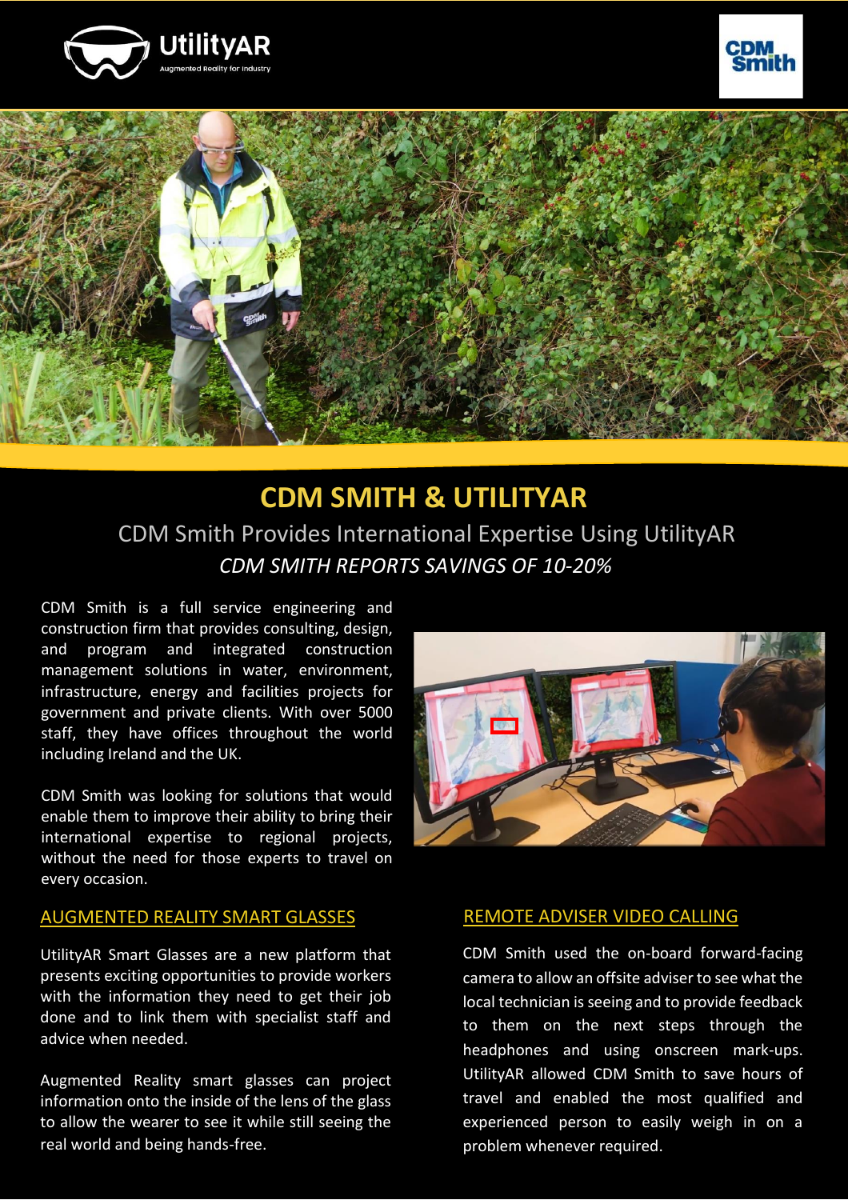# CDM SMITH & UTILITYAR

## CDM Smith Provides International Expertise Using UtilityAR

*CDM SMITH REPORTS SAVINGS OF 10-20%*

CDM Smith is a full service engineering and construction firm that provides consulting, design, and program and integrated construction management solutions in water, environment, infrastructure, energy and facilities projects for government and private clients. With over 5000 staff, they have offices throughout the world including Ireland and the UK.

CDM Smith was looking for solutions that would enable them to improve their ability to bring their international expertise to regional projects, without the need for those experts to travel on every occasion.

### AUGMENTED REALITY SMART GLASSES

UtilityAR Smart Glasses are a new platform that presents exciting opportunities to provide workers with the information they need to get their job done and to link them with specialist staff and advice when needed.

Augmented Reality smart glasses can project information onto the inside of the lens of the glass to allow the wearer to see it while still seeing the real world and being hands-free.

### REMOTE ADVISER VIDEO CALLING

CDM Smith used the on-board forward-facing camera to allow an offsite adviser to see what the local technician is seeing and to provide feedback to them on the next steps through the headphones and using onscreen mark-ups. UtilityAR allowed CDM Smith to save hours of travel and enabled the most qualified and experienced person to easily weigh in on a problem whenever required.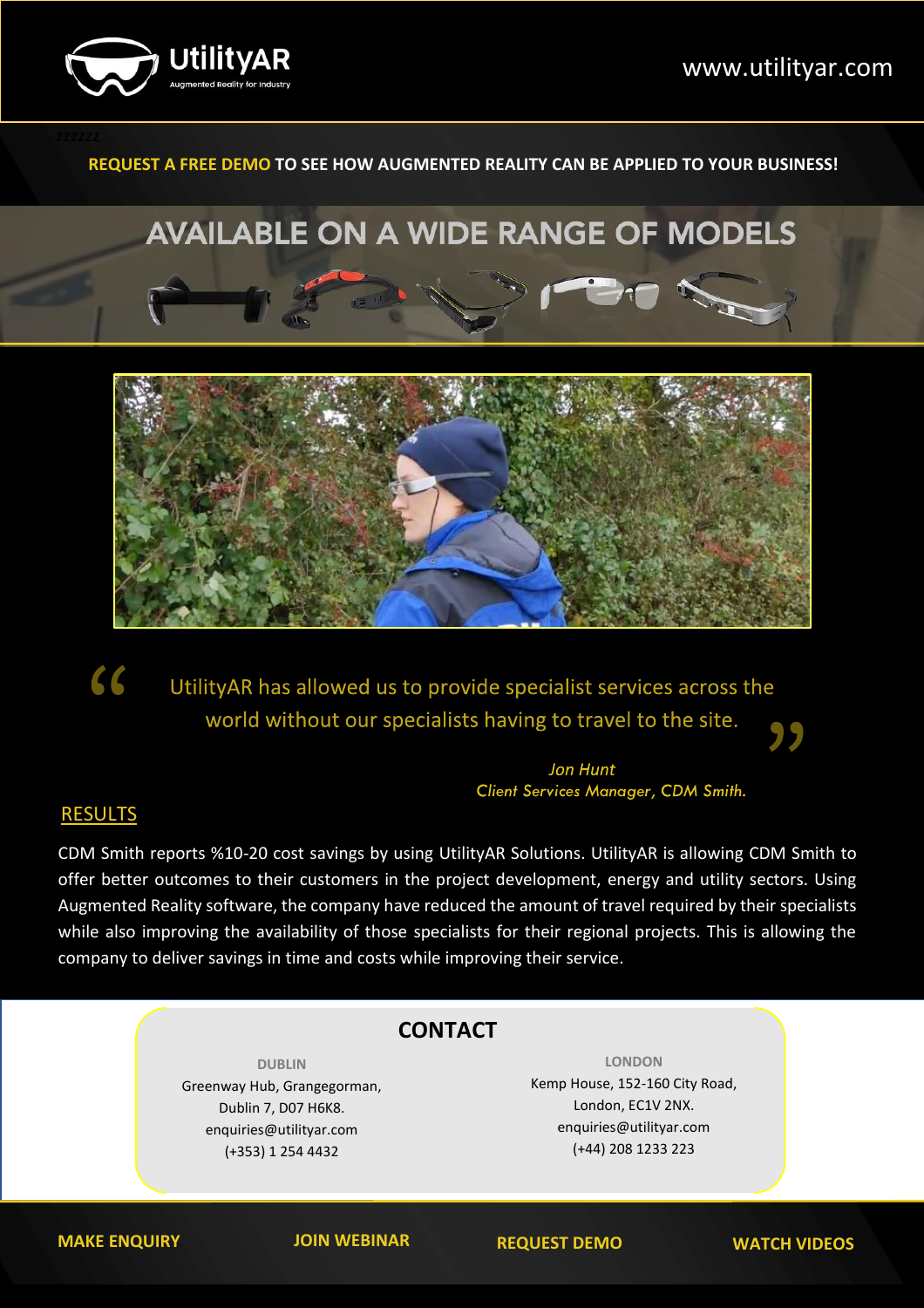**UtilityAR**
Augmented Reality for Industry

www.utilityar.com

ZZZZZZ

**REQUEST A FREE DEMO TO SEE HOW AUGMENTED REALITY CAN BE APPLIED TO YOUR BUSINESS!**

## AVAILABLE ON A WIDE RANGE OF MODELS

> "UtilityAR has allowed us to provide specialist services across the world without our specialists having to travel to the site."
>
> *Jon Hunt*
> *Client Services Manager, CDM Smith.*

## RESULTS

CDM Smith reports %10-20 cost savings by using UtilityAR Solutions. UtilityAR is allowing CDM Smith to offer better outcomes to their customers in the project development, energy and utility sectors. Using Augmented Reality software, the company have reduced the amount of travel required by their specialists while also improving the availability of those specialists for their regional projects. This is allowing the company to deliver savings in time and costs while improving their service.

## CONTACT

**DUBLIN**
Greenway Hub, Grangegorman,
Dublin 7, D07 H6K8.
enquiries@utilityar.com
(+353) 1 254 4432

**LONDON**
Kemp House, 152-160 City Road,
London, EC1V 2NX.
enquiries@utilityar.com
(+44) 208 1233 223

**MAKE ENQUIRY** | **JOIN WEBINAR** | **REQUEST DEMO** | **WATCH VIDEOS**